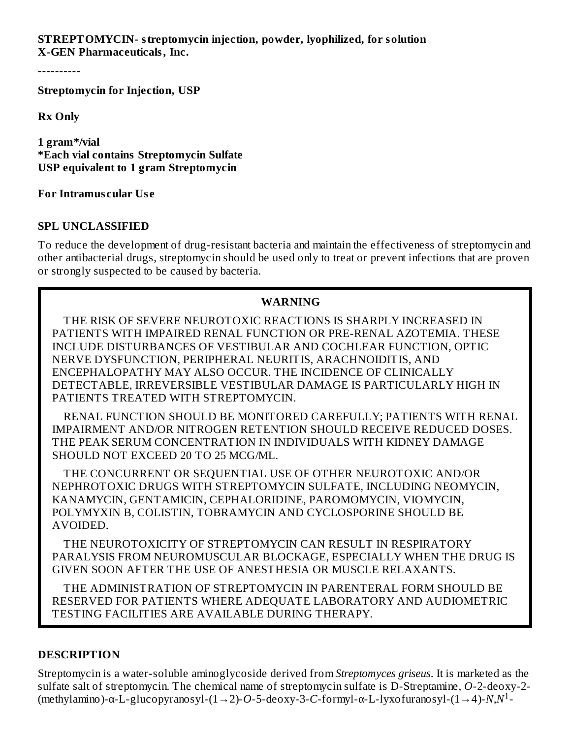**STREPTOMYCIN- streptomycin injection, powder, lyophilized, for solution**
**X-GEN Pharmaceuticals, Inc.**

----------

**Streptomycin for Injection, USP**

**Rx Only**

**1 gram*/vial**
***Each vial contains Streptomycin Sulfate**
**USP equivalent to 1 gram Streptomycin**

**For Intramuscular Use**

## SPL UNCLASSIFIED

To reduce the development of drug-resistant bacteria and maintain the effectiveness of streptomycin and other antibacterial drugs, streptomycin should be used only to treat or prevent infections that are proven or strongly suspected to be caused by bacteria.

**WARNING**

THE RISK OF SEVERE NEUROTOXIC REACTIONS IS SHARPLY INCREASED IN PATIENTS WITH IMPAIRED RENAL FUNCTION OR PRE-RENAL AZOTEMIA. THESE INCLUDE DISTURBANCES OF VESTIBULAR AND COCHLEAR FUNCTION, OPTIC NERVE DYSFUNCTION, PERIPHERAL NEURITIS, ARACHNOIDITIS, AND ENCEPHALOPATHY MAY ALSO OCCUR. THE INCIDENCE OF CLINICALLY DETECTABLE, IRREVERSIBLE VESTIBULAR DAMAGE IS PARTICULARLY HIGH IN PATIENTS TREATED WITH STREPTOMYCIN.

RENAL FUNCTION SHOULD BE MONITORED CAREFULLY; PATIENTS WITH RENAL IMPAIRMENT AND/OR NITROGEN RETENTION SHOULD RECEIVE REDUCED DOSES. THE PEAK SERUM CONCENTRATION IN INDIVIDUALS WITH KIDNEY DAMAGE SHOULD NOT EXCEED 20 TO 25 MCG/ML.

THE CONCURRENT OR SEQUENTIAL USE OF OTHER NEUROTOXIC AND/OR NEPHROTOXIC DRUGS WITH STREPTOMYCIN SULFATE, INCLUDING NEOMYCIN, KANAMYCIN, GENTAMICIN, CEPHALORIDINE, PAROMOMYCIN, VIOMYCIN, POLYMYXIN B, COLISTIN, TOBRAMYCIN AND CYCLOSPORINE SHOULD BE AVOIDED.

THE NEUROTOXICITY OF STREPTOMYCIN CAN RESULT IN RESPIRATORY PARALYSIS FROM NEUROMUSCULAR BLOCKAGE, ESPECIALLY WHEN THE DRUG IS GIVEN SOON AFTER THE USE OF ANESTHESIA OR MUSCLE RELAXANTS.

THE ADMINISTRATION OF STREPTOMYCIN IN PARENTERAL FORM SHOULD BE RESERVED FOR PATIENTS WHERE ADEQUATE LABORATORY AND AUDIOMETRIC TESTING FACILITIES ARE AVAILABLE DURING THERAPY.

## DESCRIPTION

Streptomycin is a water-soluble aminoglycoside derived from *Streptomyces griseus*. It is marketed as the sulfate salt of streptomycin. The chemical name of streptomycin sulfate is D-Streptamine, *O*-2-deoxy-2-(methylamino)-α-L-glucopyranosyl-(1→2)-*O*-5-deoxy-3-*C*-formyl-α-L-lyxofuranosyl-(1→4)-*N*,$N^1$-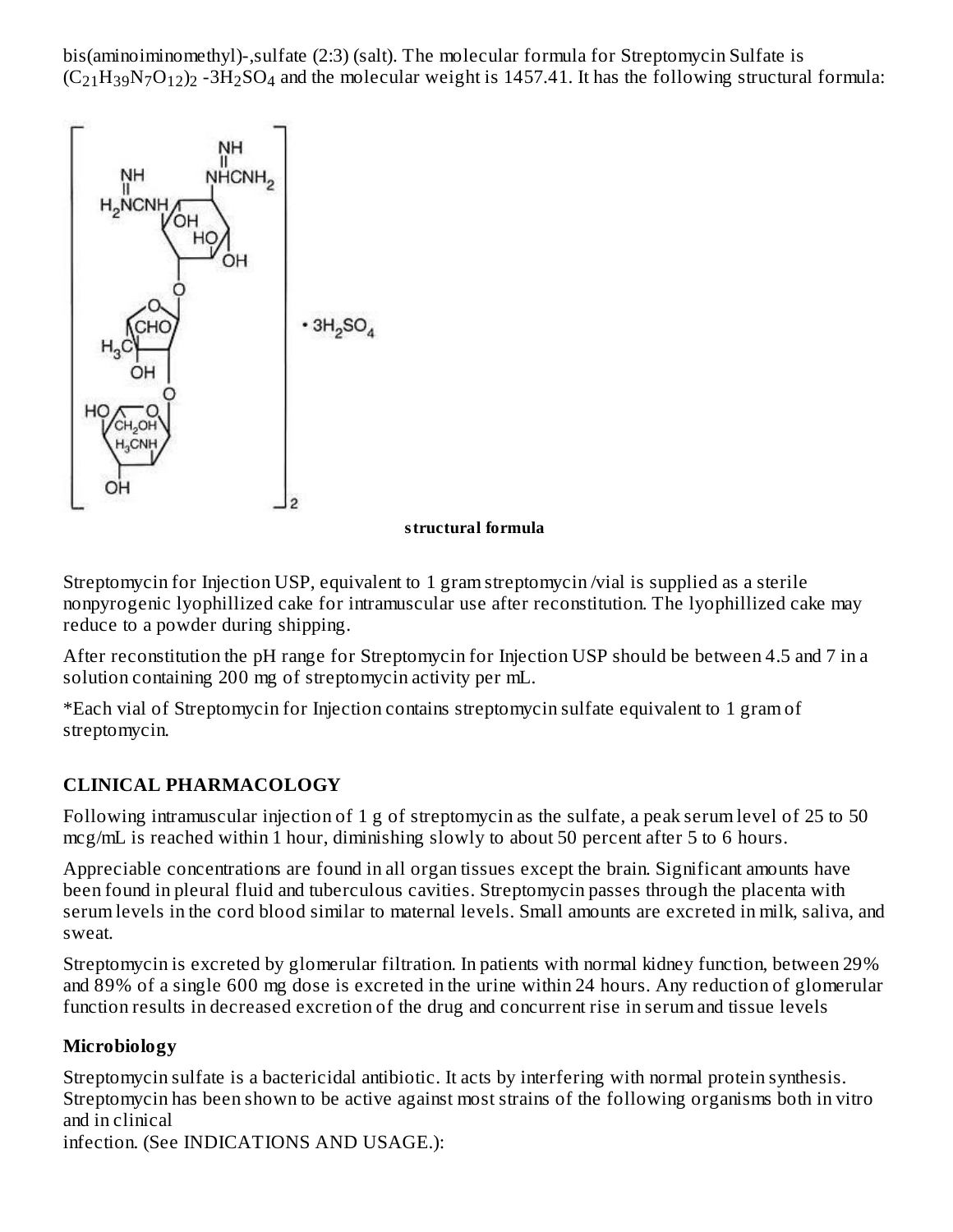bis(aminoiminomethyl)-,sulfate (2:3) (salt). The molecular formula for Streptomycin Sulfate is $(C_{21}H_{39}N_7O_{12})_2$ -$3H_2SO_4$ and the molecular weight is 1457.41. It has the following structural formula:

**structural formula**

Streptomycin for Injection USP, equivalent to 1 gram streptomycin /vial is supplied as a sterile nonpyrogenic lyophillized cake for intramuscular use after reconstitution. The lyophillized cake may reduce to a powder during shipping.

After reconstitution the pH range for Streptomycin for Injection USP should be between 4.5 and 7 in a solution containing 200 mg of streptomycin activity per mL.

*Each vial of Streptomycin for Injection contains streptomycin sulfate equivalent to 1 gram of streptomycin.

## CLINICAL PHARMACOLOGY

Following intramuscular injection of 1 g of streptomycin as the sulfate, a peak serum level of 25 to 50 mcg/mL is reached within 1 hour, diminishing slowly to about 50 percent after 5 to 6 hours.

Appreciable concentrations are found in all organ tissues except the brain. Significant amounts have been found in pleural fluid and tuberculous cavities. Streptomycin passes through the placenta with serum levels in the cord blood similar to maternal levels. Small amounts are excreted in milk, saliva, and sweat.

Streptomycin is excreted by glomerular filtration. In patients with normal kidney function, between 29% and 89% of a single 600 mg dose is excreted in the urine within 24 hours. Any reduction of glomerular function results in decreased excretion of the drug and concurrent rise in serum and tissue levels

### Microbiology

Streptomycin sulfate is a bactericidal antibiotic. It acts by interfering with normal protein synthesis. Streptomycin has been shown to be active against most strains of the following organisms both in vitro and in clinical infection. (See INDICATIONS AND USAGE.):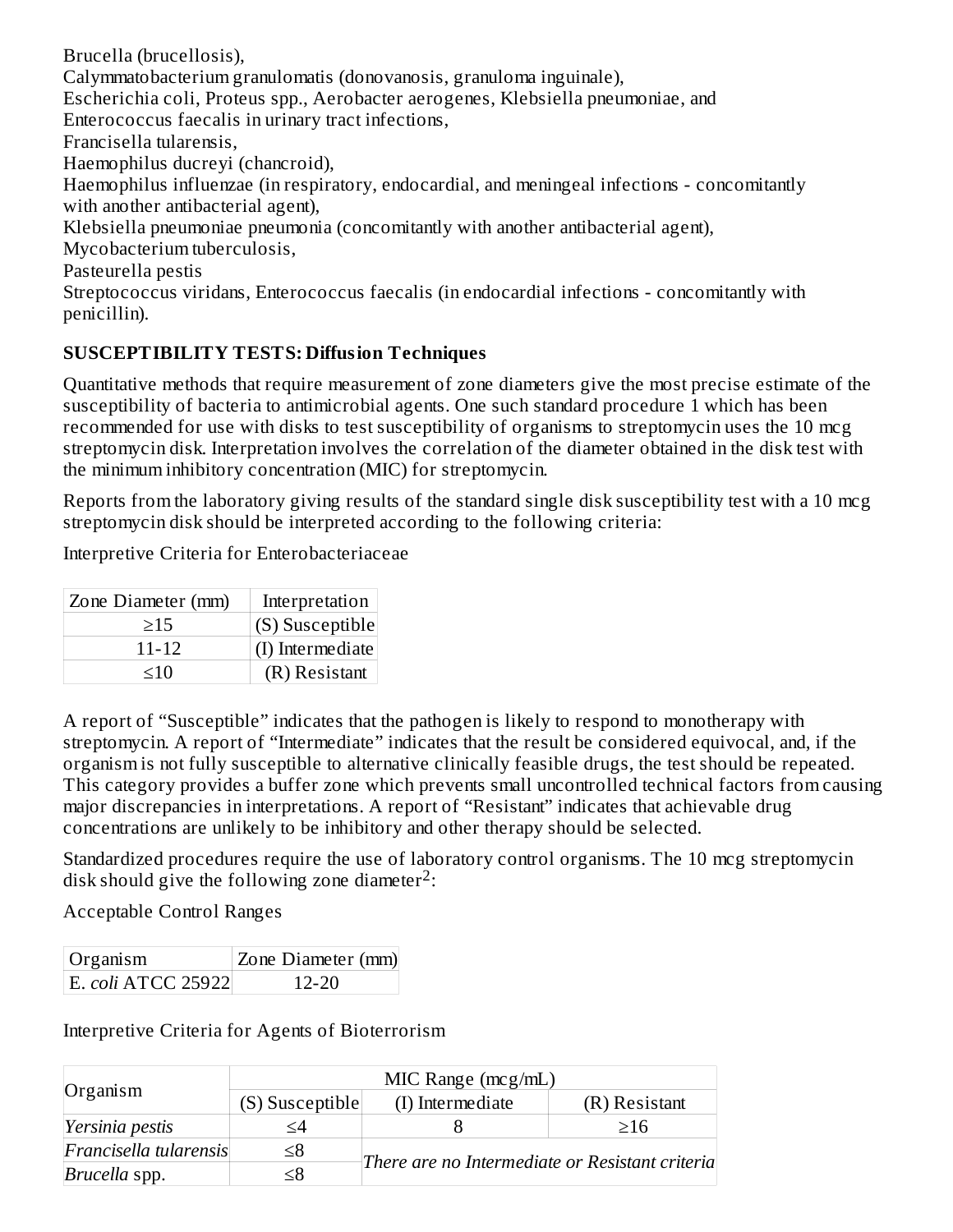Brucella (brucellosis),
Calymmatobacterium granulomatis (donovanosis, granuloma inguinale),
Escherichia coli, Proteus spp., Aerobacter aerogenes, Klebsiella pneumoniae, and
Enterococcus faecalis in urinary tract infections,
Francisella tularensis,
Haemophilus ducreyi (chancroid),
Haemophilus influenzae (in respiratory, endocardial, and meningeal infections - concomitantly with another antibacterial agent),
Klebsiella pneumoniae pneumonia (concomitantly with another antibacterial agent),
Mycobacterium tuberculosis,
Pasteurella pestis
Streptococcus viridans, Enterococcus faecalis (in endocardial infections - concomitantly with penicillin).

**SUSCEPTIBILITY TESTS: Diffusion Techniques**

Quantitative methods that require measurement of zone diameters give the most precise estimate of the susceptibility of bacteria to antimicrobial agents. One such standard procedure 1 which has been recommended for use with disks to test susceptibility of organisms to streptomycin uses the 10 mcg streptomycin disk. Interpretation involves the correlation of the diameter obtained in the disk test with the minimum inhibitory concentration (MIC) for streptomycin.

Reports from the laboratory giving results of the standard single disk susceptibility test with a 10 mcg streptomycin disk should be interpreted according to the following criteria:

Interpretive Criteria for Enterobacteriaceae

| Zone Diameter (mm) | Interpretation |
|---|---|
| ≥15 | (S) Susceptible |
| 11-12 | (I) Intermediate |
| ≤10 | (R) Resistant |

A report of “Susceptible” indicates that the pathogen is likely to respond to monotherapy with streptomycin. A report of “Intermediate” indicates that the result be considered equivocal, and, if the organism is not fully susceptible to alternative clinically feasible drugs, the test should be repeated. This category provides a buffer zone which prevents small uncontrolled technical factors from causing major discrepancies in interpretations. A report of “Resistant” indicates that achievable drug concentrations are unlikely to be inhibitory and other therapy should be selected.

Standardized procedures require the use of laboratory control organisms. The 10 mcg streptomycin disk should give the following zone diameter[2]:

Acceptable Control Ranges

| Organism | Zone Diameter (mm) |
|---|---|
| E. *coli* ATCC 25922 | 12-20 |

Interpretive Criteria for Agents of Bioterrorism

| Organism | MIC Range (mcg/mL) | | |
|---|---|---|---|
| | (S) Susceptible | (I) Intermediate | (R) Resistant |
| *Yersinia pestis* | ≤4 | 8 | ≥16 |
| *Francisella tularensis* | ≤8 | *There are no Intermediate or Resistant criteria* | |
| *Brucella* spp. | ≤8 | | |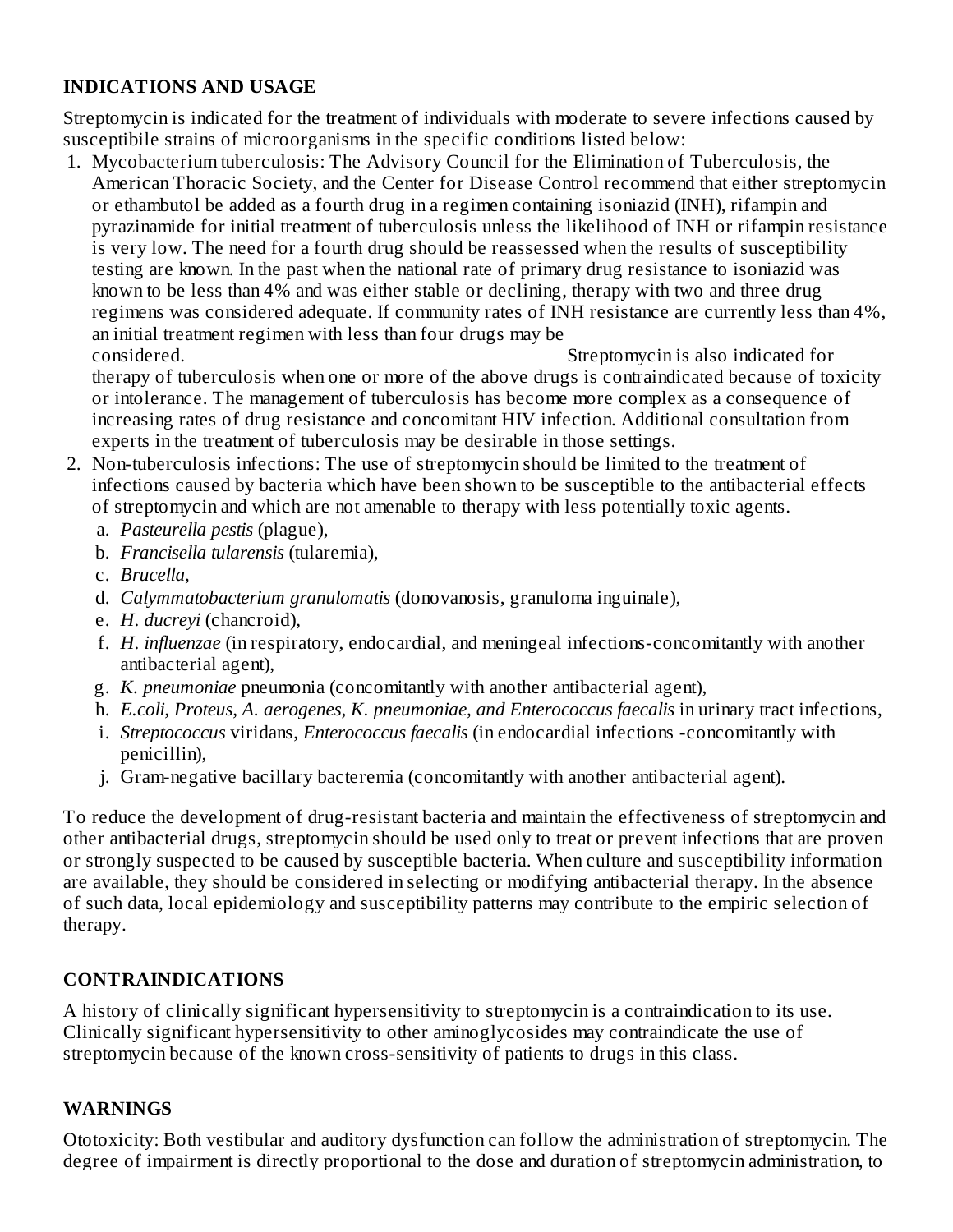## INDICATIONS AND USAGE

Streptomycin is indicated for the treatment of individuals with moderate to severe infections caused by susceptibile strains of microorganisms in the specific conditions listed below:

1. Mycobacterium tuberculosis: The Advisory Council for the Elimination of Tuberculosis, the American Thoracic Society, and the Center for Disease Control recommend that either streptomycin or ethambutol be added as a fourth drug in a regimen containing isoniazid (INH), rifampin and pyrazinamide for initial treatment of tuberculosis unless the likelihood of INH or rifampin resistance is very low. The need for a fourth drug should be reassessed when the results of susceptibility testing are known. In the past when the national rate of primary drug resistance to isoniazid was known to be less than 4% and was either stable or declining, therapy with two and three drug regimens was considered adequate. If community rates of INH resistance are currently less than 4%, an initial treatment regimen with less than four drugs may be considered. Streptomycin is also indicated for therapy of tuberculosis when one or more of the above drugs is contraindicated because of toxicity or intolerance. The management of tuberculosis has become more complex as a consequence of increasing rates of drug resistance and concomitant HIV infection. Additional consultation from experts in the treatment of tuberculosis may be desirable in those settings.
2. Non-tuberculosis infections: The use of streptomycin should be limited to the treatment of infections caused by bacteria which have been shown to be susceptible to the antibacterial effects of streptomycin and which are not amenable to therapy with less potentially toxic agents.
   a. *Pasteurella pestis* (plague),
   b. *Francisella tularensis* (tularemia),
   c. *Brucella*,
   d. *Calymmatobacterium granulomatis* (donovanosis, granuloma inguinale),
   e. *H. ducreyi* (chancroid),
   f. *H. influenzae* (in respiratory, endocardial, and meningeal infections-concomitantly with another antibacterial agent),
   g. *K. pneumoniae* pneumonia (concomitantly with another antibacterial agent),
   h. *E.coli, Proteus, A. aerogenes, K. pneumoniae, and Enterococcus faecalis* in urinary tract infections,
   i. *Streptococcus* viridans, *Enterococcus faecalis* (in endocardial infections -concomitantly with penicillin),
   j. Gram-negative bacillary bacteremia (concomitantly with another antibacterial agent).

To reduce the development of drug-resistant bacteria and maintain the effectiveness of streptomycin and other antibacterial drugs, streptomycin should be used only to treat or prevent infections that are proven or strongly suspected to be caused by susceptible bacteria. When culture and susceptibility information are available, they should be considered in selecting or modifying antibacterial therapy. In the absence of such data, local epidemiology and susceptibility patterns may contribute to the empiric selection of therapy.

## CONTRAINDICATIONS

A history of clinically significant hypersensitivity to streptomycin is a contraindication to its use. Clinically significant hypersensitivity to other aminoglycosides may contraindicate the use of streptomycin because of the known cross-sensitivity of patients to drugs in this class.

## WARNINGS

Ototoxicity: Both vestibular and auditory dysfunction can follow the administration of streptomycin. The degree of impairment is directly proportional to the dose and duration of streptomycin administration, to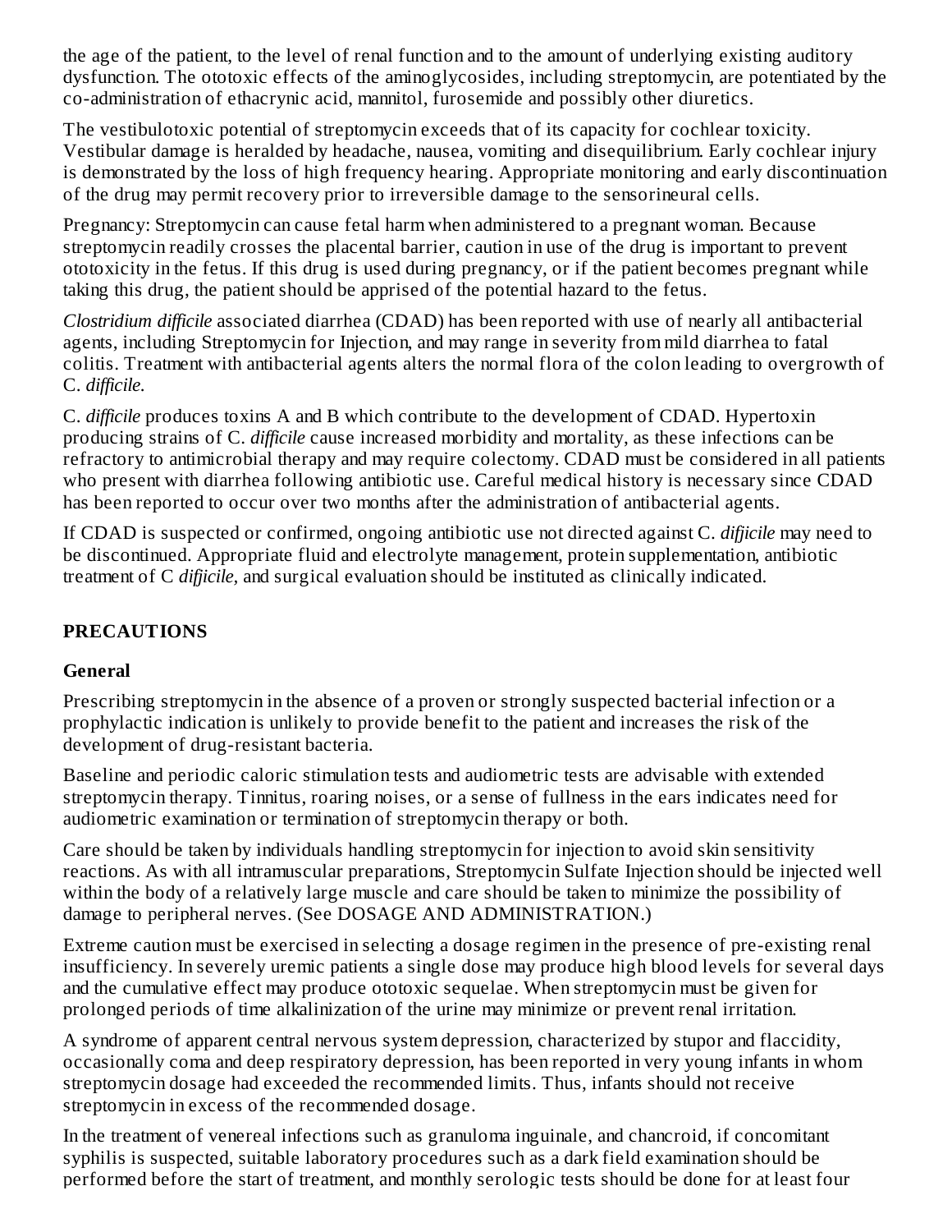the age of the patient, to the level of renal function and to the amount of underlying existing auditory dysfunction. The ototoxic effects of the aminoglycosides, including streptomycin, are potentiated by the co-administration of ethacrynic acid, mannitol, furosemide and possibly other diuretics.

The vestibulotoxic potential of streptomycin exceeds that of its capacity for cochlear toxicity. Vestibular damage is heralded by headache, nausea, vomiting and disequilibrium. Early cochlear injury is demonstrated by the loss of high frequency hearing. Appropriate monitoring and early discontinuation of the drug may permit recovery prior to irreversible damage to the sensorineural cells.

Pregnancy: Streptomycin can cause fetal harm when administered to a pregnant woman. Because streptomycin readily crosses the placental barrier, caution in use of the drug is important to prevent ototoxicity in the fetus. If this drug is used during pregnancy, or if the patient becomes pregnant while taking this drug, the patient should be apprised of the potential hazard to the fetus.

*Clostridium difficile* associated diarrhea (CDAD) has been reported with use of nearly all antibacterial agents, including Streptomycin for Injection, and may range in severity from mild diarrhea to fatal colitis. Treatment with antibacterial agents alters the normal flora of the colon leading to overgrowth of C. *difficile.*

C. *difficile* produces toxins A and B which contribute to the development of CDAD. Hypertoxin producing strains of C. *difficile* cause increased morbidity and mortality, as these infections can be refractory to antimicrobial therapy and may require colectomy. CDAD must be considered in all patients who present with diarrhea following antibiotic use. Careful medical history is necessary since CDAD has been reported to occur over two months after the administration of antibacterial agents.

If CDAD is suspected or confirmed, ongoing antibiotic use not directed against C. *difficile* may need to be discontinued. Appropriate fluid and electrolyte management, protein supplementation, antibiotic treatment of C *difficile,* and surgical evaluation should be instituted as clinically indicated.

## PRECAUTIONS

### General

Prescribing streptomycin in the absence of a proven or strongly suspected bacterial infection or a prophylactic indication is unlikely to provide benefit to the patient and increases the risk of the development of drug-resistant bacteria.

Baseline and periodic caloric stimulation tests and audiometric tests are advisable with extended streptomycin therapy. Tinnitus, roaring noises, or a sense of fullness in the ears indicates need for audiometric examination or termination of streptomycin therapy or both.

Care should be taken by individuals handling streptomycin for injection to avoid skin sensitivity reactions. As with all intramuscular preparations, Streptomycin Sulfate Injection should be injected well within the body of a relatively large muscle and care should be taken to minimize the possibility of damage to peripheral nerves. (See DOSAGE AND ADMINISTRATION.)

Extreme caution must be exercised in selecting a dosage regimen in the presence of pre-existing renal insufficiency. In severely uremic patients a single dose may produce high blood levels for several days and the cumulative effect may produce ototoxic sequelae. When streptomycin must be given for prolonged periods of time alkalinization of the urine may minimize or prevent renal irritation.

A syndrome of apparent central nervous system depression, characterized by stupor and flaccidity, occasionally coma and deep respiratory depression, has been reported in very young infants in whom streptomycin dosage had exceeded the recommended limits. Thus, infants should not receive streptomycin in excess of the recommended dosage.

In the treatment of venereal infections such as granuloma inguinale, and chancroid, if concomitant syphilis is suspected, suitable laboratory procedures such as a dark field examination should be performed before the start of treatment, and monthly serologic tests should be done for at least four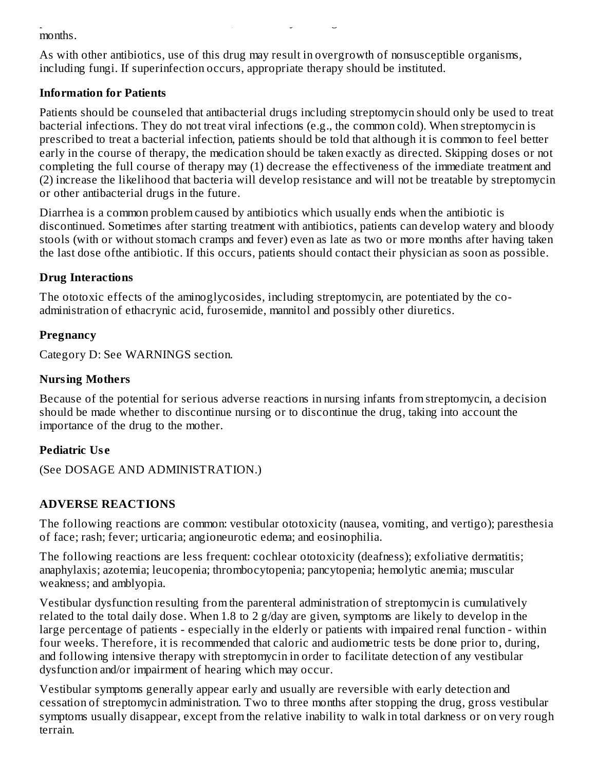months.

As with other antibiotics, use of this drug may result in overgrowth of nonsusceptible organisms, including fungi. If superinfection occurs, appropriate therapy should be instituted.

**Information for Patients**

Patients should be counseled that antibacterial drugs including streptomycin should only be used to treat bacterial infections. They do not treat viral infections (e.g., the common cold). When streptomycin is prescribed to treat a bacterial infection, patients should be told that although it is common to feel better early in the course of therapy, the medication should be taken exactly as directed. Skipping doses or not completing the full course of therapy may (1) decrease the effectiveness of the immediate treatment and (2) increase the likelihood that bacteria will develop resistance and will not be treatable by streptomycin or other antibacterial drugs in the future.

Diarrhea is a common problem caused by antibiotics which usually ends when the antibiotic is discontinued. Sometimes after starting treatment with antibiotics, patients can develop watery and bloody stools (with or without stomach cramps and fever) even as late as two or more months after having taken the last dose ofthe antibiotic. If this occurs, patients should contact their physician as soon as possible.

**Drug Interactions**

The ototoxic effects of the aminoglycosides, including streptomycin, are potentiated by the co-administration of ethacrynic acid, furosemide, mannitol and possibly other diuretics.

**Pregnancy**

Category D: See WARNINGS section.

**Nursing Mothers**

Because of the potential for serious adverse reactions in nursing infants from streptomycin, a decision should be made whether to discontinue nursing or to discontinue the drug, taking into account the importance of the drug to the mother.

**Pediatric Use**

(See DOSAGE AND ADMINISTRATION.)

## ADVERSE REACTIONS

The following reactions are common: vestibular ototoxicity (nausea, vomiting, and vertigo); paresthesia of face; rash; fever; urticaria; angioneurotic edema; and eosinophilia.

The following reactions are less frequent: cochlear ototoxicity (deafness); exfoliative dermatitis; anaphylaxis; azotemia; leucopenia; thrombocytopenia; pancytopenia; hemolytic anemia; muscular weakness; and amblyopia.

Vestibular dysfunction resulting from the parenteral administration of streptomycin is cumulatively related to the total daily dose. When 1.8 to 2 g/day are given, symptoms are likely to develop in the large percentage of patients - especially in the elderly or patients with impaired renal function - within four weeks. Therefore, it is recommended that caloric and audiometric tests be done prior to, during, and following intensive therapy with streptomycin in order to facilitate detection of any vestibular dysfunction and/or impairment of hearing which may occur.

Vestibular symptoms generally appear early and usually are reversible with early detection and cessation of streptomycin administration. Two to three months after stopping the drug, gross vestibular symptoms usually disappear, except from the relative inability to walk in total darkness or on very rough terrain.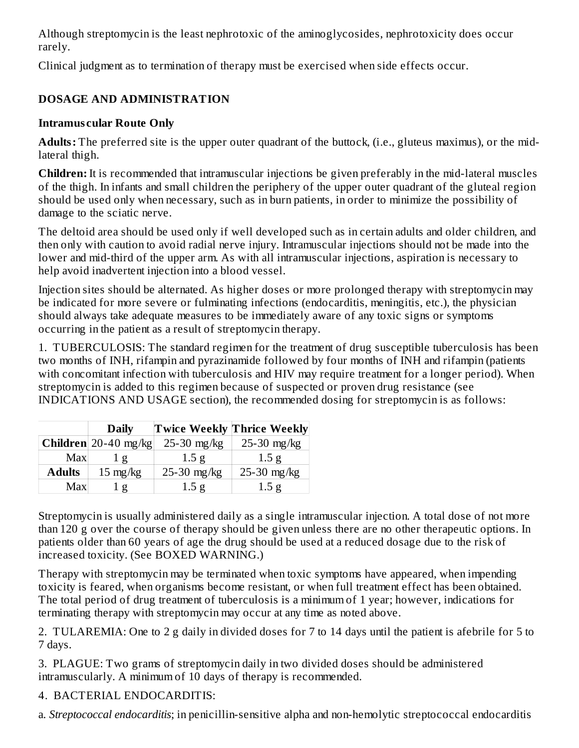Although streptomycin is the least nephrotoxic of the aminoglycosides, nephrotoxicity does occur rarely.

Clinical judgment as to termination of therapy must be exercised when side effects occur.

## DOSAGE AND ADMINISTRATION

### Intramuscular Route Only

**Adults:** The preferred site is the upper outer quadrant of the buttock, (i.e., gluteus maximus), or the mid-lateral thigh.

**Children:** It is recommended that intramuscular injections be given preferably in the mid-lateral muscles of the thigh. In infants and small children the periphery of the upper outer quadrant of the gluteal region should be used only when necessary, such as in burn patients, in order to minimize the possibility of damage to the sciatic nerve.

The deltoid area should be used only if well developed such as in certain adults and older children, and then only with caution to avoid radial nerve injury. Intramuscular injections should not be made into the lower and mid-third of the upper arm. As with all intramuscular injections, aspiration is necessary to help avoid inadvertent injection into a blood vessel.

Injection sites should be alternated. As higher doses or more prolonged therapy with streptomycin may be indicated for more severe or fulminating infections (endocarditis, meningitis, etc.), the physician should always take adequate measures to be immediately aware of any toxic signs or symptoms occurring in the patient as a result of streptomycin therapy.

1. TUBERCULOSIS: The standard regimen for the treatment of drug susceptible tuberculosis has been two months of INH, rifampin and pyrazinamide followed by four months of INH and rifampin (patients with concomitant infection with tuberculosis and HIV may require treatment for a longer period). When streptomycin is added to this regimen because of suspected or proven drug resistance (see INDICATIONS AND USAGE section), the recommended dosing for streptomycin is as follows:

| | Daily | Twice Weekly | Thrice Weekly |
|---|---|---|---|
| **Children** | 20-40 mg/kg | 25-30 mg/kg | 25-30 mg/kg |
| Max | 1 g | 1.5 g | 1.5 g |
| **Adults** | 15 mg/kg | 25-30 mg/kg | 25-30 mg/kg |
| Max | 1 g | 1.5 g | 1.5 g |

Streptomycin is usually administered daily as a single intramuscular injection. A total dose of not more than 120 g over the course of therapy should be given unless there are no other therapeutic options. In patients older than 60 years of age the drug should be used at a reduced dosage due to the risk of increased toxicity. (See BOXED WARNING.)

Therapy with streptomycin may be terminated when toxic symptoms have appeared, when impending toxicity is feared, when organisms become resistant, or when full treatment effect has been obtained. The total period of drug treatment of tuberculosis is a minimum of 1 year; however, indications for terminating therapy with streptomycin may occur at any time as noted above.

2. TULAREMIA: One to 2 g daily in divided doses for 7 to 14 days until the patient is afebrile for 5 to 7 days.

3. PLAGUE: Two grams of streptomycin daily in two divided doses should be administered intramuscularly. A minimum of 10 days of therapy is recommended.

4. BACTERIAL ENDOCARDITIS:

a. *Streptococcal endocarditis*; in penicillin-sensitive alpha and non-hemolytic streptococcal endocarditis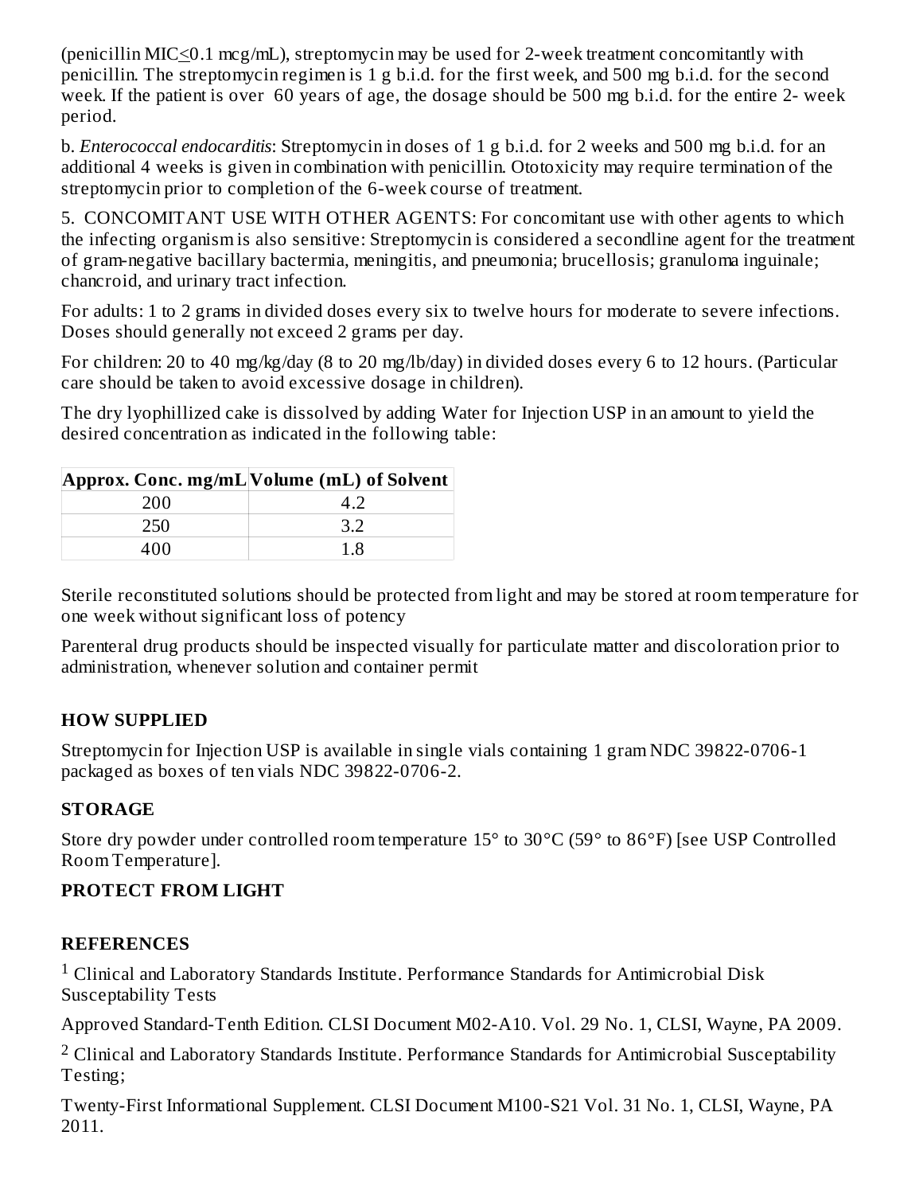(penicillin MIC≤0.1 mcg/mL), streptomycin may be used for 2-week treatment concomitantly with penicillin. The streptomycin regimen is 1 g b.i.d. for the first week, and 500 mg b.i.d. for the second week. If the patient is over 60 years of age, the dosage should be 500 mg b.i.d. for the entire 2- week period.

b. *Enterococcal endocarditis*: Streptomycin in doses of 1 g b.i.d. for 2 weeks and 500 mg b.i.d. for an additional 4 weeks is given in combination with penicillin. Ototoxicity may require termination of the streptomycin prior to completion of the 6-week course of treatment.

5. CONCOMITANT USE WITH OTHER AGENTS: For concomitant use with other agents to which the infecting organism is also sensitive: Streptomycin is considered a secondline agent for the treatment of gram-negative bacillary bactermia, meningitis, and pneumonia; brucellosis; granuloma inguinale; chancroid, and urinary tract infection.

For adults: 1 to 2 grams in divided doses every six to twelve hours for moderate to severe infections. Doses should generally not exceed 2 grams per day.

For children: 20 to 40 mg/kg/day (8 to 20 mg/lb/day) in divided doses every 6 to 12 hours. (Particular care should be taken to avoid excessive dosage in children).

The dry lyophillized cake is dissolved by adding Water for Injection USP in an amount to yield the desired concentration as indicated in the following table:

| Approx. Conc. mg/mL | Volume (mL) of Solvent |
|---|---|
| 200 | 4.2 |
| 250 | 3.2 |
| 400 | 1.8 |

Sterile reconstituted solutions should be protected from light and may be stored at room temperature for one week without significant loss of potency

Parenteral drug products should be inspected visually for particulate matter and discoloration prior to administration, whenever solution and container permit

## HOW SUPPLIED

Streptomycin for Injection USP is available in single vials containing 1 gram NDC 39822-0706-1 packaged as boxes of ten vials NDC 39822-0706-2.

## STORAGE

Store dry powder under controlled room temperature 15° to 30°C (59° to 86°F) [see USP Controlled Room Temperature].

## PROTECT FROM LIGHT

## REFERENCES

[1] Clinical and Laboratory Standards Institute. Performance Standards for Antimicrobial Disk Susceptability Tests

Approved Standard-Tenth Edition. CLSI Document M02-A10. Vol. 29 No. 1, CLSI, Wayne, PA 2009.

[2] Clinical and Laboratory Standards Institute. Performance Standards for Antimicrobial Susceptability Testing;

Twenty-First Informational Supplement. CLSI Document M100-S21 Vol. 31 No. 1, CLSI, Wayne, PA 2011.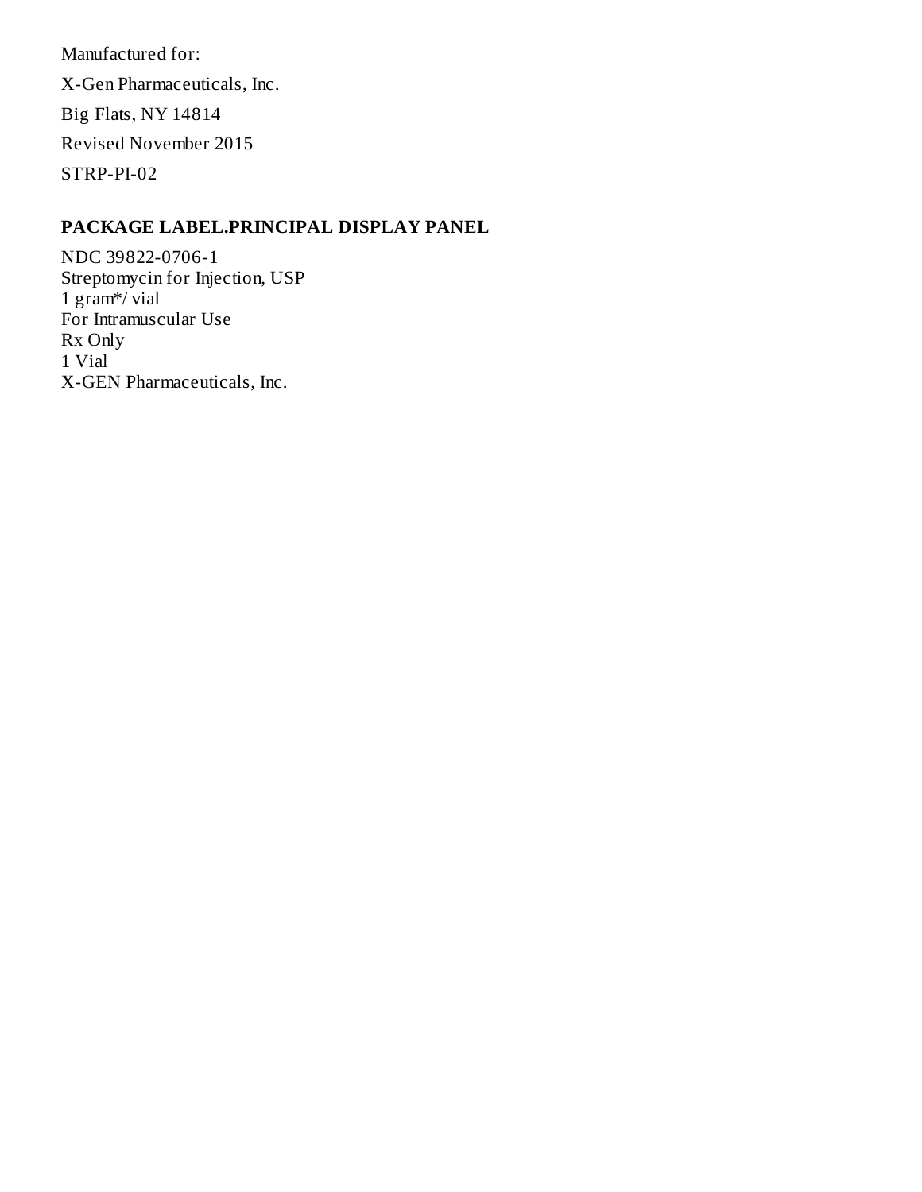Manufactured for:

X-Gen Pharmaceuticals, Inc.

Big Flats, NY 14814

Revised November 2015

STRP-PI-02

## PACKAGE LABEL.PRINCIPAL DISPLAY PANEL

NDC 39822-0706-1
Streptomycin for Injection, USP
1 gram*/ vial
For Intramuscular Use
Rx Only
1 Vial
X-GEN Pharmaceuticals, Inc.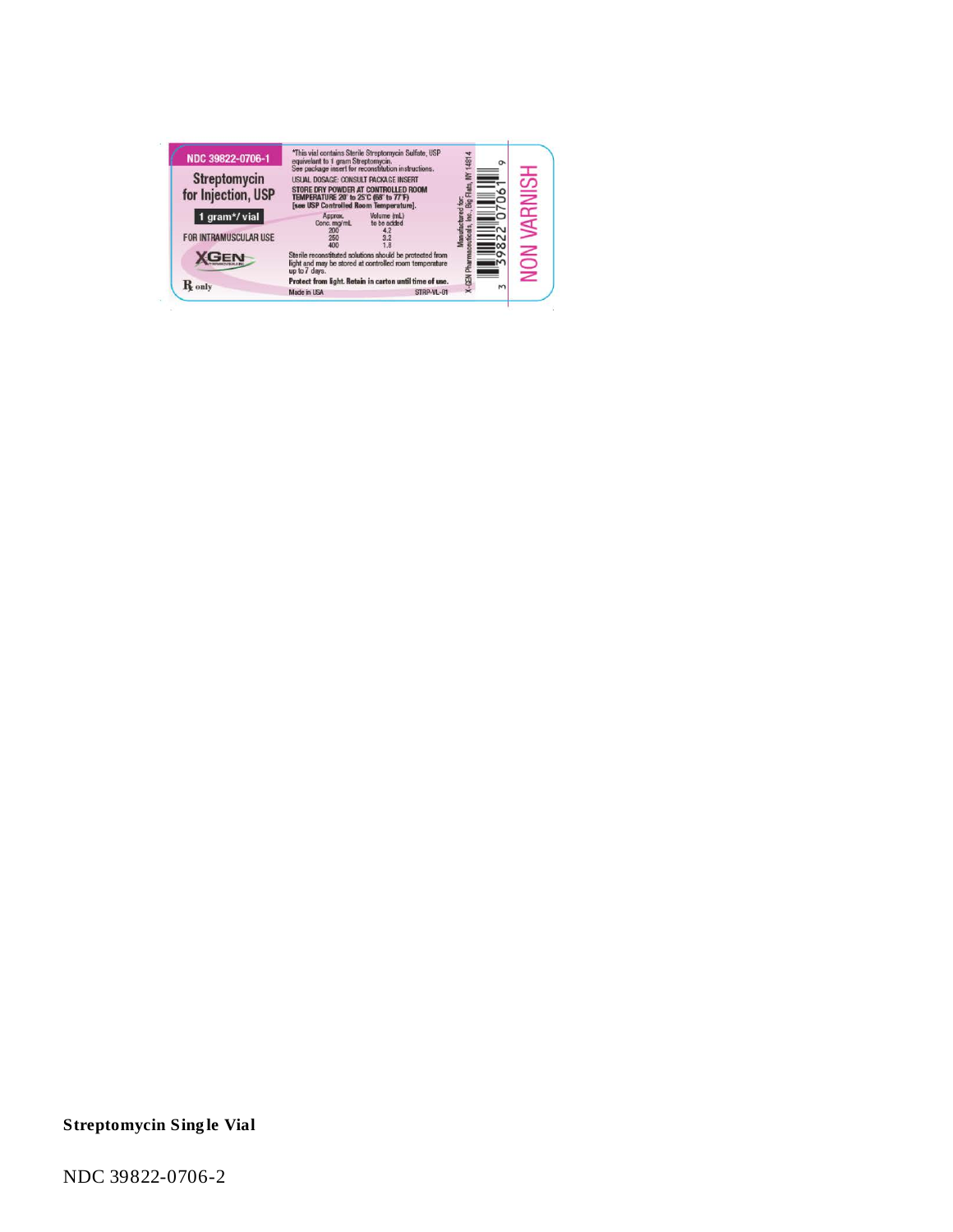NDC 39822-0706-1

Streptomycin for Injection, USP

1 gram*/ vial

FOR INTRAMUSCULAR USE

XGEN

℞ only

*This vial contains Sterile Streptomycin Sulfate, USP equivalent to 1 gram Streptomycin.
See package insert for reconstitution instructions.

USUAL DOSAGE: CONSULT PACKAGE INSERT

STORE DRY POWDER AT CONTROLLED ROOM TEMPERATURE 20° to 25°C (68° to 77°F) [see USP Controlled Room Temperature].

| Approx. Conc. mg/mL | Volume (mL) to be added |
|---|---|
| 200 | 4.2 |
| 250 | 3.2 |
| 400 | 1.8 |

Sterile reconstituted solutions should be protected from light and may be stored at controlled room temperature up to 7 days.

**Protect from light. Retain in carton until time of use.**

Made in USA STRP-VL-01

Manufactured for: X-GEN Pharmaceuticals, Inc., Big Flats, NY 14814

3 39822 07061 9

NON VARNISH

**Streptomycin Single Vial**

NDC 39822-0706-2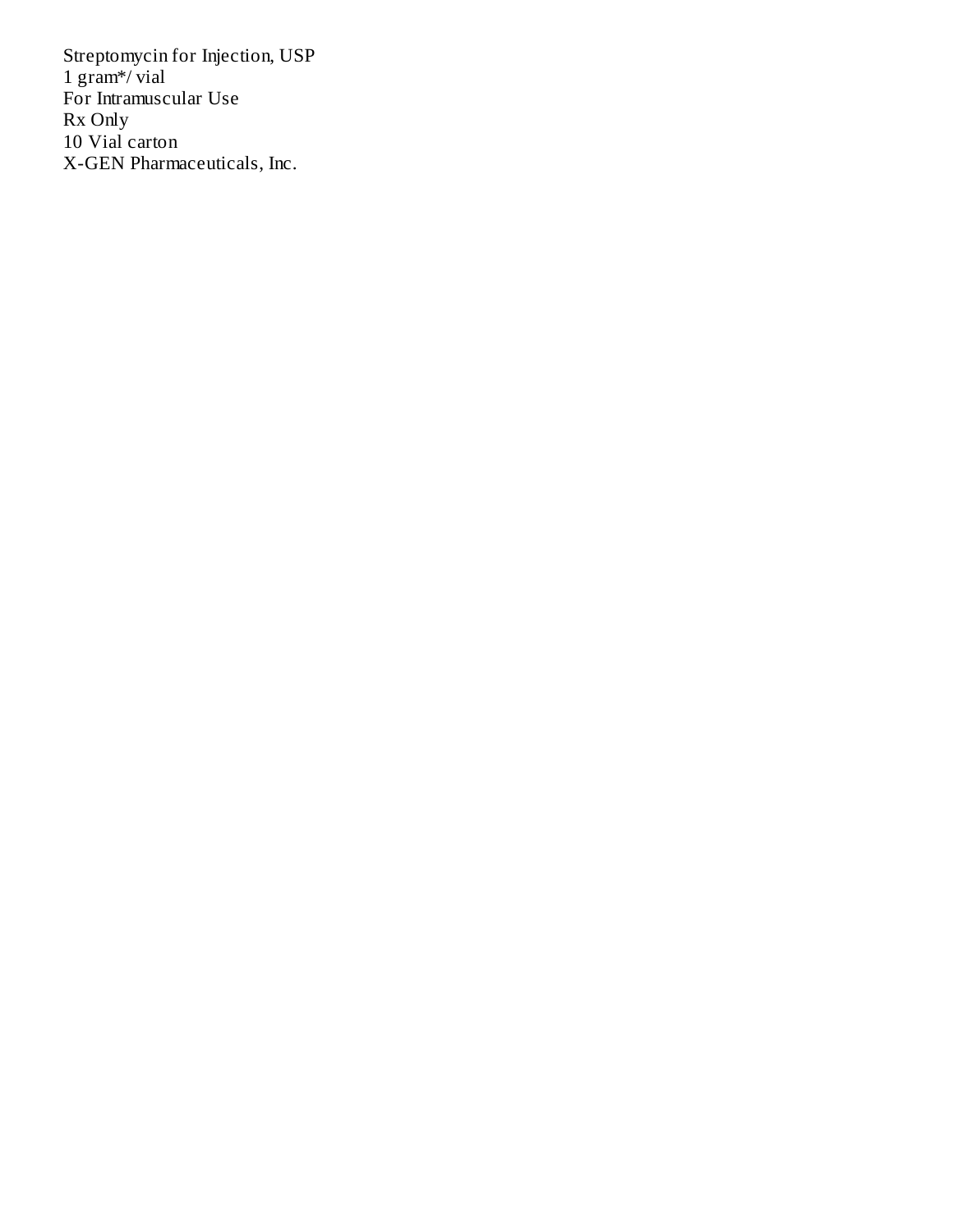Streptomycin for Injection, USP
1 gram*/ vial
For Intramuscular Use
Rx Only
10 Vial carton
X-GEN Pharmaceuticals, Inc.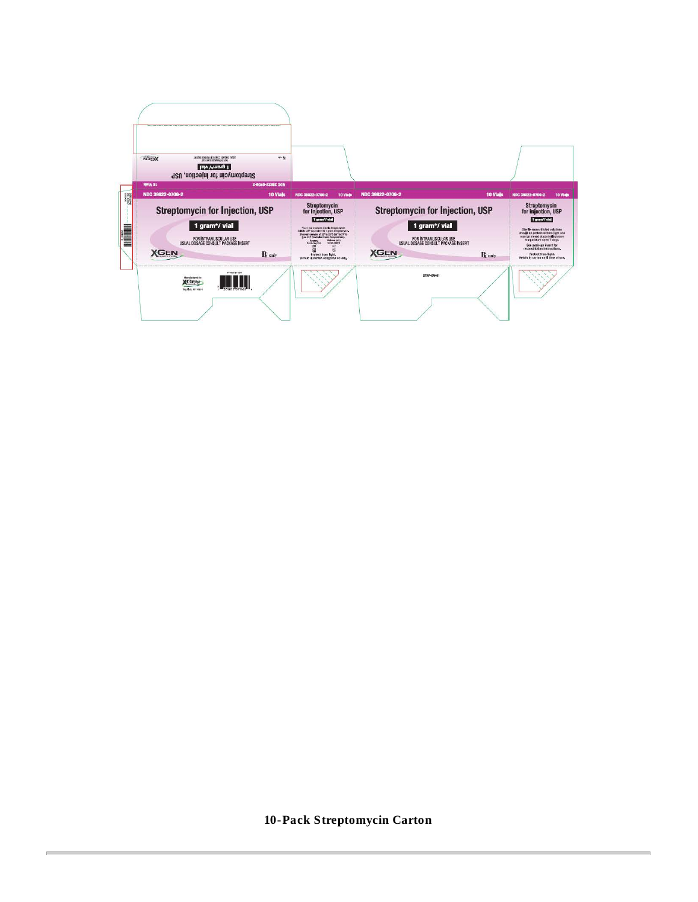NDC 39822-0706-2 10 Vials

Streptomycin for Injection, USP

1 gram*/ vial

FOR INTRAMUSCULAR USE
USUAL DOSAGE CONSULT PACKAGE INSERT

XGEN

℞ only

NDC 39822-0706-2 10 Vials

Streptomycin for Injection, USP

1 gram*/ vial

*Each vial contains Sterile Streptomycin Sulfate USP equivalent to 1 gram Streptomycin. Store dry powder at 20° to 25°C (68° to 77°F) [see USP Controlled Room Temperature].

Protect from light.
Retain in carton until time of use.

NDC 39822-0706-2 10 Vials

Streptomycin for Injection, USP

1 gram*/ vial

FOR INTRAMUSCULAR USE
USUAL DOSAGE CONSULT PACKAGE INSERT

XGEN

℞ only

STRP-CN-01

NDC 39822-0706-2 10 Vials

Streptomycin for Injection, USP

1 gram*/ vial

Sterile reconstituted solutions should be protected from light and may be stored at controlled room temperature up to 7 days.

See package insert for reconstitution instructions.

Protect from light.
Retain in carton until time of use.

Manufactured for:
XGEN

**10-Pack Streptomycin Carton**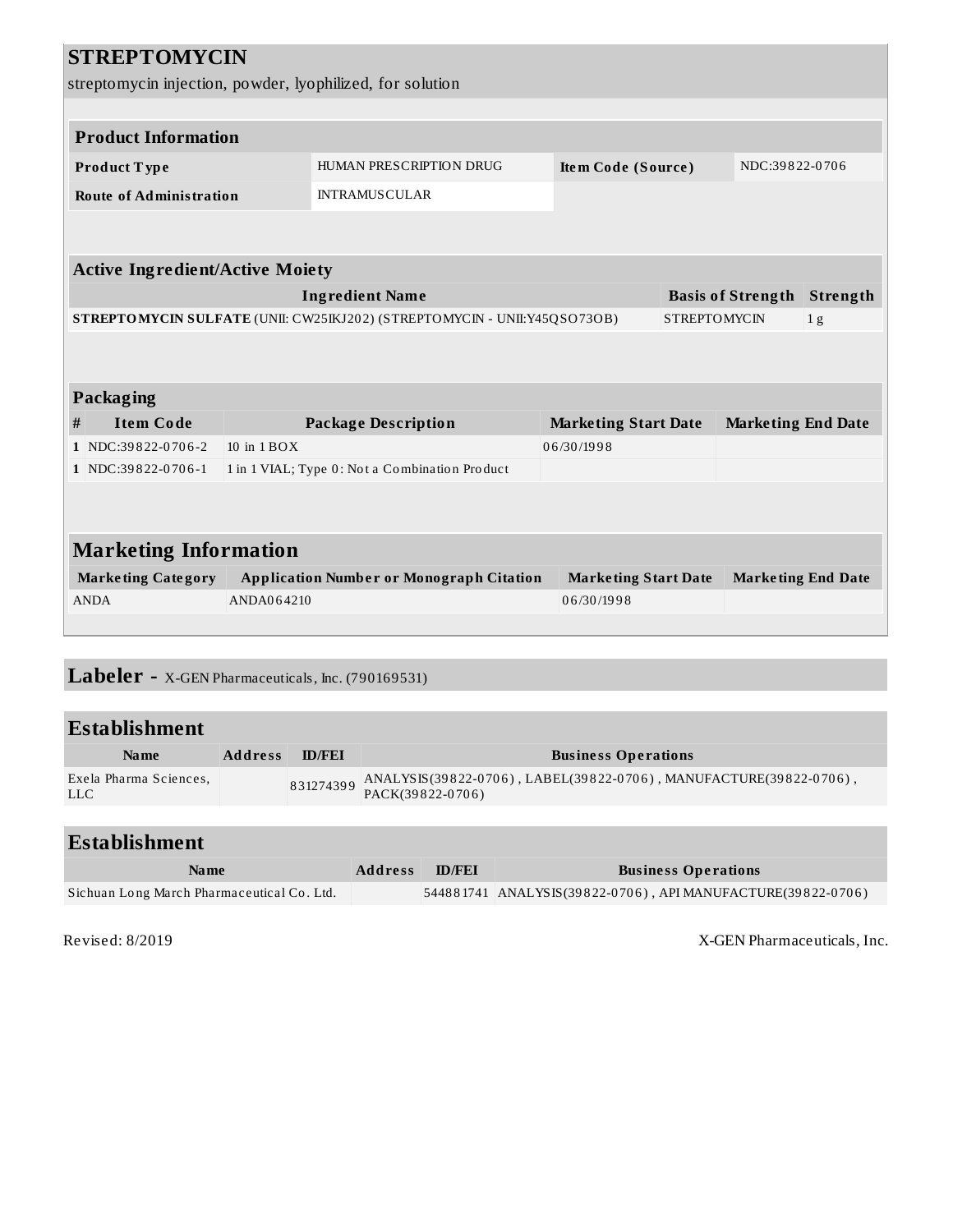# STREPTOMYCIN

streptomycin injection, powder, lyophilized, for solution

## Product Information

| | | | |
|---|---|---|---|
| **Product Type** | HUMAN PRESCRIPTION DRUG | **Item Code (Source)** | NDC:39822-0706 |
| **Route of Administration** | INTRAMUSCULAR | | |

## Active Ingredient/Active Moiety

| Ingredient Name | Basis of Strength | Strength |
|---|---|---|
| **STREPTOMYCIN SULFATE** (UNII: CW25IKJ202) (STREPTOMYCIN - UNII:Y45QSO73OB) | STREPTOMYCIN | 1 g |

## Packaging

| # | Item Code | Package Description | Marketing Start Date | Marketing End Date |
|---|---|---|---|---|
| 1 | NDC:39822-0706-2 | 10 in 1 BOX | 06/30/1998 | |
| 1 | NDC:39822-0706-1 | 1 in 1 VIAL; Type 0: Not a Combination Product | | |

## Marketing Information

| Marketing Category | Application Number or Monograph Citation | Marketing Start Date | Marketing End Date |
|---|---|---|---|
| ANDA | ANDA064210 | 06/30/1998 | |

## Labeler - X-GEN Pharmaceuticals, Inc. (790169531)

## Establishment

| Name | Address | ID/FEI | Business Operations |
|---|---|---|---|
| Exela Pharma Sciences, LLC | | 831274399 | ANALYSIS(39822-0706) , LABEL(39822-0706) , MANUFACTURE(39822-0706) , PACK(39822-0706) |

## Establishment

| Name | Address | ID/FEI | Business Operations |
|---|---|---|---|
| Sichuan Long March Pharmaceutical Co. Ltd. | | 544881741 | ANALYSIS(39822-0706) , API MANUFACTURE(39822-0706) |

Revised: 8/2019

X-GEN Pharmaceuticals, Inc.